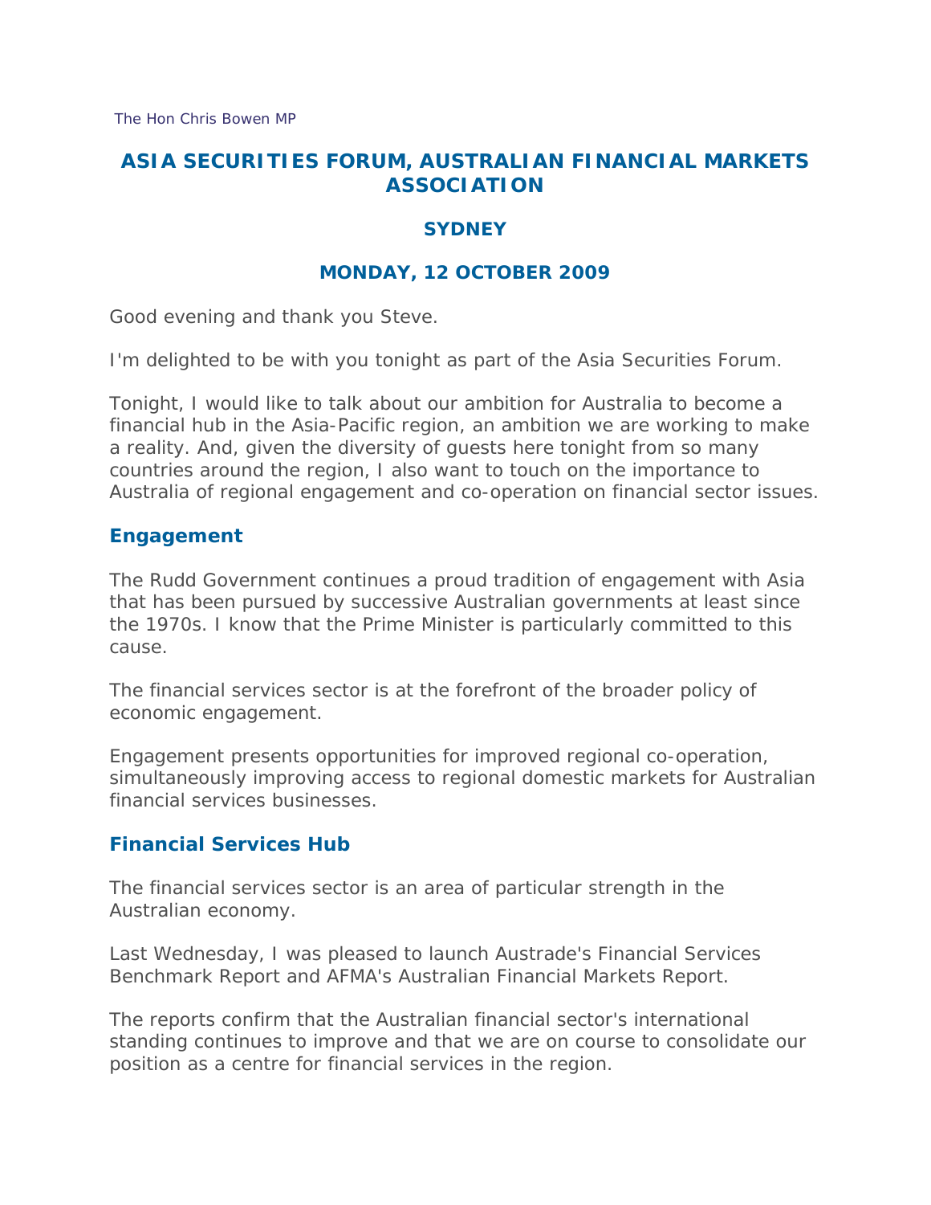The Hon Chris Bowen MP

# ASIA SECURITIES FORUM, AUSTRALIAN FINANCIAL MARKETS ASSOCIATION

## SYDNEY

## MONDAY, 12 OCTOBER 2009

Good evening and thank you Steve.

I'm delighted to be with you tonight as part of the Asia Securities Forum.

Tonight, I would like to talk about our ambition for Australia to become a financial hub in the Asia-Pacific region, an ambition we are working to make a reality. And, given the diversity of guests here tonight from so many countries around the region, I also want to touch on the importance to Australia of regional engagement and co-operation on financial sector issues.

### Engagement

The Rudd Government continues a proud tradition of engagement with Asia that has been pursued by successive Australian governments at least since the 1970s. I know that the Prime Minister is particularly committed to this cause.

The financial services sector is at the forefront of the broader policy of economic engagement.

Engagement presents opportunities for improved regional co-operation, simultaneously improving access to regional domestic markets for Australian financial services businesses.

### Financial Services Hub

The financial services sector is an area of particular strength in the Australian economy.

Last Wednesday, I was pleased to launch Austrade's Financial Services Benchmark Report and AFMA's Australian Financial Markets Report.

The reports confirm that the Australian financial sector's international standing continues to improve and that we are on course to consolidate our position as a centre for financial services in the region.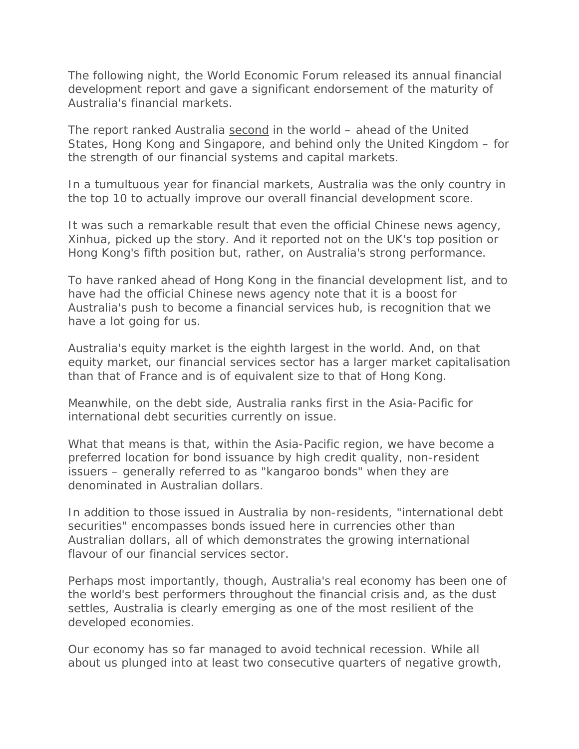The following night, the World Economic Forum released its annual financial development report and gave a significant endorsement of the maturity of Australia's financial markets.

The report ranked Australia second in the world – ahead of the United States, Hong Kong and Singapore, and behind only the United Kingdom – for the strength of our financial systems and capital markets.

In a tumultuous year for financial markets, Australia was the only country in the top 10 to actually improve our overall financial development score.

It was such a remarkable result that even the official Chinese news agency, Xinhua, picked up the story. And it reported not on the UK's top position or Hong Kong's fifth position but, rather, on Australia's strong performance.

To have ranked ahead of Hong Kong in the financial development list, and to have had the official Chinese news agency note that it is a boost for Australia's push to become a financial services hub, is recognition that we have a lot going for us.

Australia's equity market is the eighth largest in the world. And, on that equity market, our financial services sector has a larger market capitalisation than that of France and is of equivalent size to that of Hong Kong.

Meanwhile, on the debt side, Australia ranks first in the Asia-Pacific for international debt securities currently on issue.

What that means is that, within the Asia-Pacific region, we have become a preferred location for bond issuance by high credit quality, non-resident issuers – generally referred to as "kangaroo bonds" when they are denominated in Australian dollars.

In addition to those issued in Australia by non-residents, "international debt securities" encompasses bonds issued here in currencies other than Australian dollars, all of which demonstrates the growing international flavour of our financial services sector.

Perhaps most importantly, though, Australia's real economy has been one of the world's best performers throughout the financial crisis and, as the dust settles, Australia is clearly emerging as one of the most resilient of the developed economies.

Our economy has so far managed to avoid technical recession. While all about us plunged into at least two consecutive quarters of negative growth,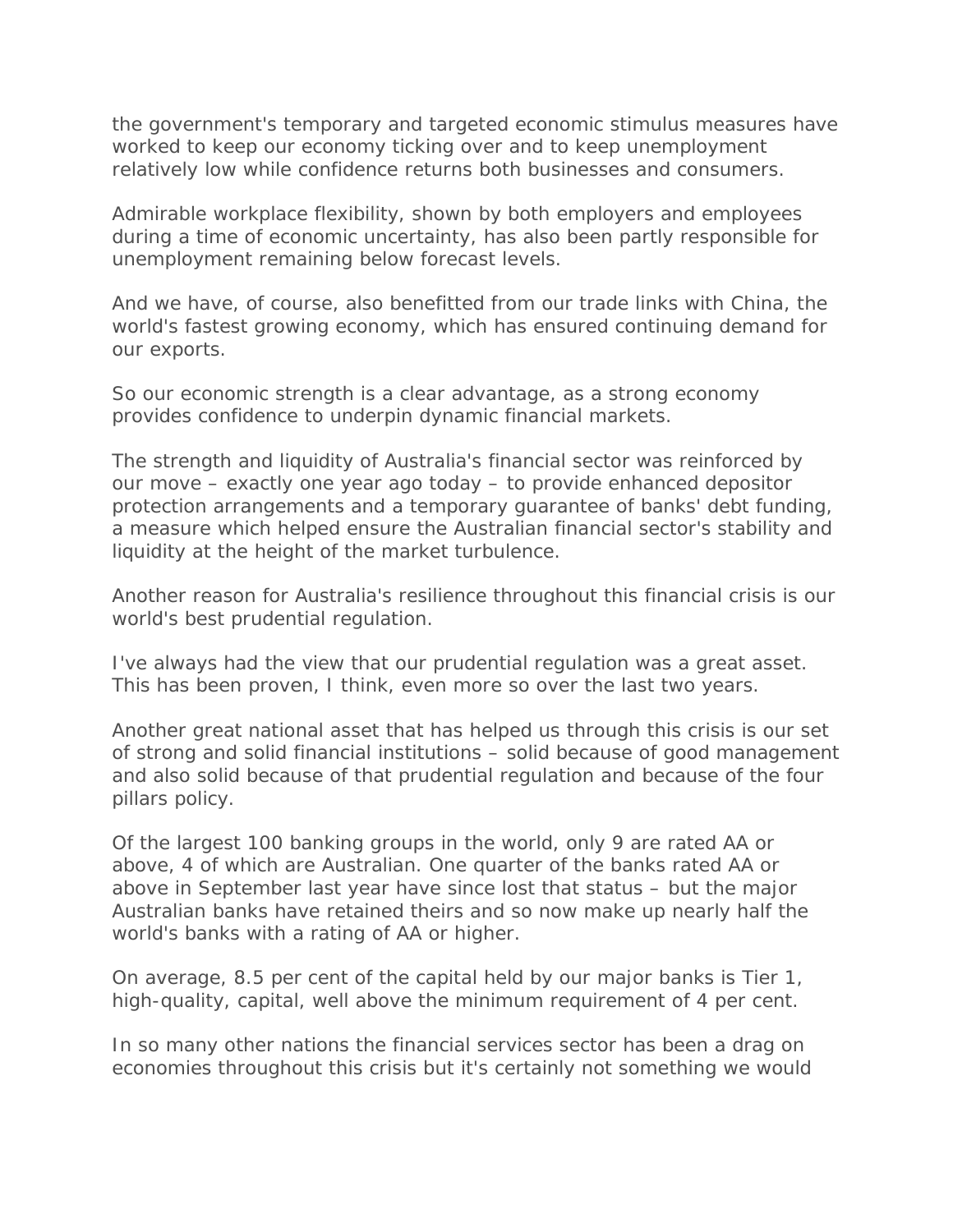the government's temporary and targeted economic stimulus measures have worked to keep our economy ticking over and to keep unemployment relatively low while confidence returns both businesses and consumers.

Admirable workplace flexibility, shown by both employers and employees during a time of economic uncertainty, has also been partly responsible for unemployment remaining below forecast levels.

And we have, of course, also benefitted from our trade links with China, the world's fastest growing economy, which has ensured continuing demand for our exports.

So our economic strength is a clear advantage, as a strong economy provides confidence to underpin dynamic financial markets.

The strength and liquidity of Australia's financial sector was reinforced by our move – exactly one year ago today – to provide enhanced depositor protection arrangements and a temporary guarantee of banks' debt funding, a measure which helped ensure the Australian financial sector's stability and liquidity at the height of the market turbulence.

Another reason for Australia's resilience throughout this financial crisis is our world's best prudential regulation.

I've always had the view that our prudential regulation was a great asset. This has been proven, I think, even more so over the last two years.

Another great national asset that has helped us through this crisis is our set of strong and solid financial institutions – solid because of good management and also solid because of that prudential regulation and because of the four pillars policy.

Of the largest 100 banking groups in the world, only 9 are rated AA or above, 4 of which are Australian. One quarter of the banks rated AA or above in September last year have since lost that status – but the major Australian banks have retained theirs and so now make up nearly half the world's banks with a rating of AA or higher.

On average, 8.5 per cent of the capital held by our major banks is Tier 1, high-quality, capital, well above the minimum requirement of 4 per cent.

In so many other nations the financial services sector has been a drag on economies throughout this crisis but it's certainly not something we would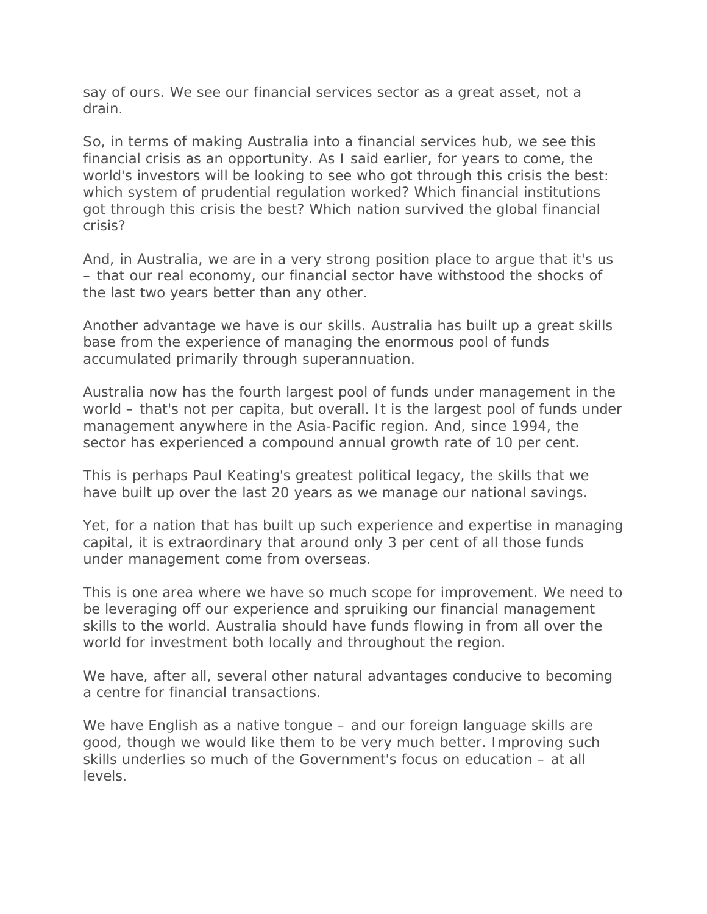say of ours. We see our financial services sector as a great asset, not a drain.

So, in terms of making Australia into a financial services hub, we see this financial crisis as an opportunity. As I said earlier, for years to come, the world's investors will be looking to see who got through this crisis the best: which system of prudential regulation worked? Which financial institutions got through this crisis the best? Which nation survived the global financial crisis?

And, in Australia, we are in a very strong position place to argue that it's us – that our real economy, our financial sector have withstood the shocks of the last two years better than any other.

Another advantage we have is our skills. Australia has built up a great skills base from the experience of managing the enormous pool of funds accumulated primarily through superannuation.

Australia now has the fourth largest pool of funds under management in the world – that's not per capita, but overall. It is the largest pool of funds under management anywhere in the Asia-Pacific region. And, since 1994, the sector has experienced a compound annual growth rate of 10 per cent.

This is perhaps Paul Keating's greatest political legacy, the skills that we have built up over the last 20 years as we manage our national savings.

Yet, for a nation that has built up such experience and expertise in managing capital, it is extraordinary that around only 3 per cent of all those funds under management come from overseas.

This is one area where we have so much scope for improvement. We need to be leveraging off our experience and spruiking our financial management skills to the world. Australia should have funds flowing in from all over the world for investment both locally and throughout the region.

We have, after all, several other natural advantages conducive to becoming a centre for financial transactions.

We have English as a native tongue – and our foreign language skills are good, though we would like them to be very much better. Improving such skills underlies so much of the Government's focus on education – at all levels.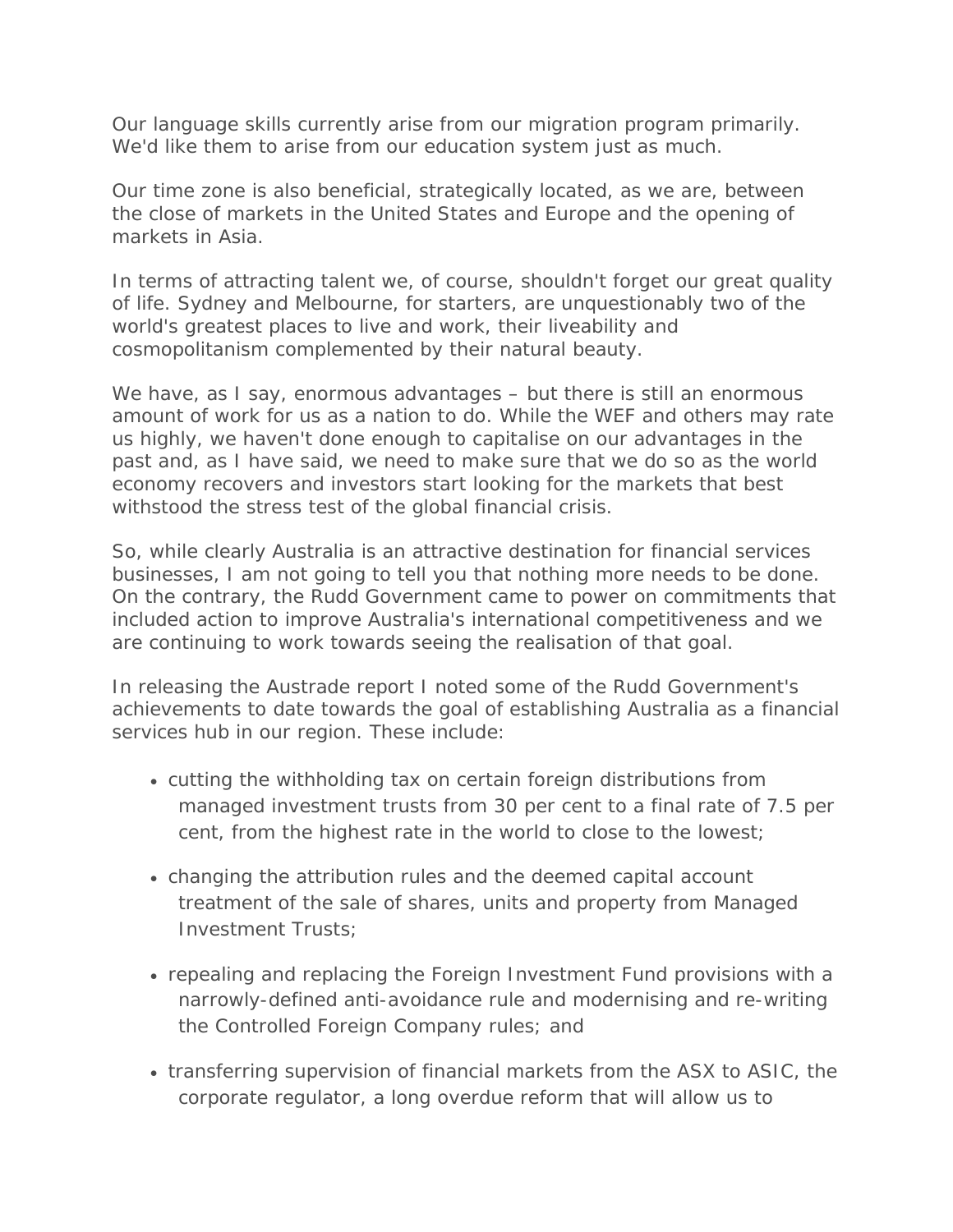Our language skills currently arise from our migration program primarily. We'd like them to arise from our education system just as much.

Our time zone is also beneficial, strategically located, as we are, between the close of markets in the United States and Europe and the opening of markets in Asia.

In terms of attracting talent we, of course, shouldn't forget our great quality of life. Sydney and Melbourne, for starters, are unquestionably two of the world's greatest places to live and work, their liveability and cosmopolitanism complemented by their natural beauty.

We have, as I say, enormous advantages – but there is still an enormous amount of work for us as a nation to do. While the WEF and others may rate us highly, we haven't done enough to capitalise on our advantages in the past and, as I have said, we need to make sure that we do so as the world economy recovers and investors start looking for the markets that best withstood the stress test of the global financial crisis.

So, while clearly Australia is an attractive destination for financial services businesses, I am not going to tell you that nothing more needs to be done. On the contrary, the Rudd Government came to power on commitments that included action to improve Australia's international competitiveness and we are continuing to work towards seeing the realisation of that goal.

In releasing the Austrade report I noted some of the Rudd Government's achievements to date towards the goal of establishing Australia as a financial services hub in our region. These include:

- cutting the withholding tax on certain foreign distributions from managed investment trusts from 30 per cent to a final rate of 7.5 per cent, from the highest rate in the world to close to the lowest;
- changing the attribution rules and the deemed capital account treatment of the sale of shares, units and property from Managed Investment Trusts;
- repealing and replacing the Foreign Investment Fund provisions with a narrowly-defined anti-avoidance rule and modernising and re-writing the Controlled Foreign Company rules; and
- transferring supervision of financial markets from the ASX to ASIC, the corporate regulator, a long overdue reform that will allow us to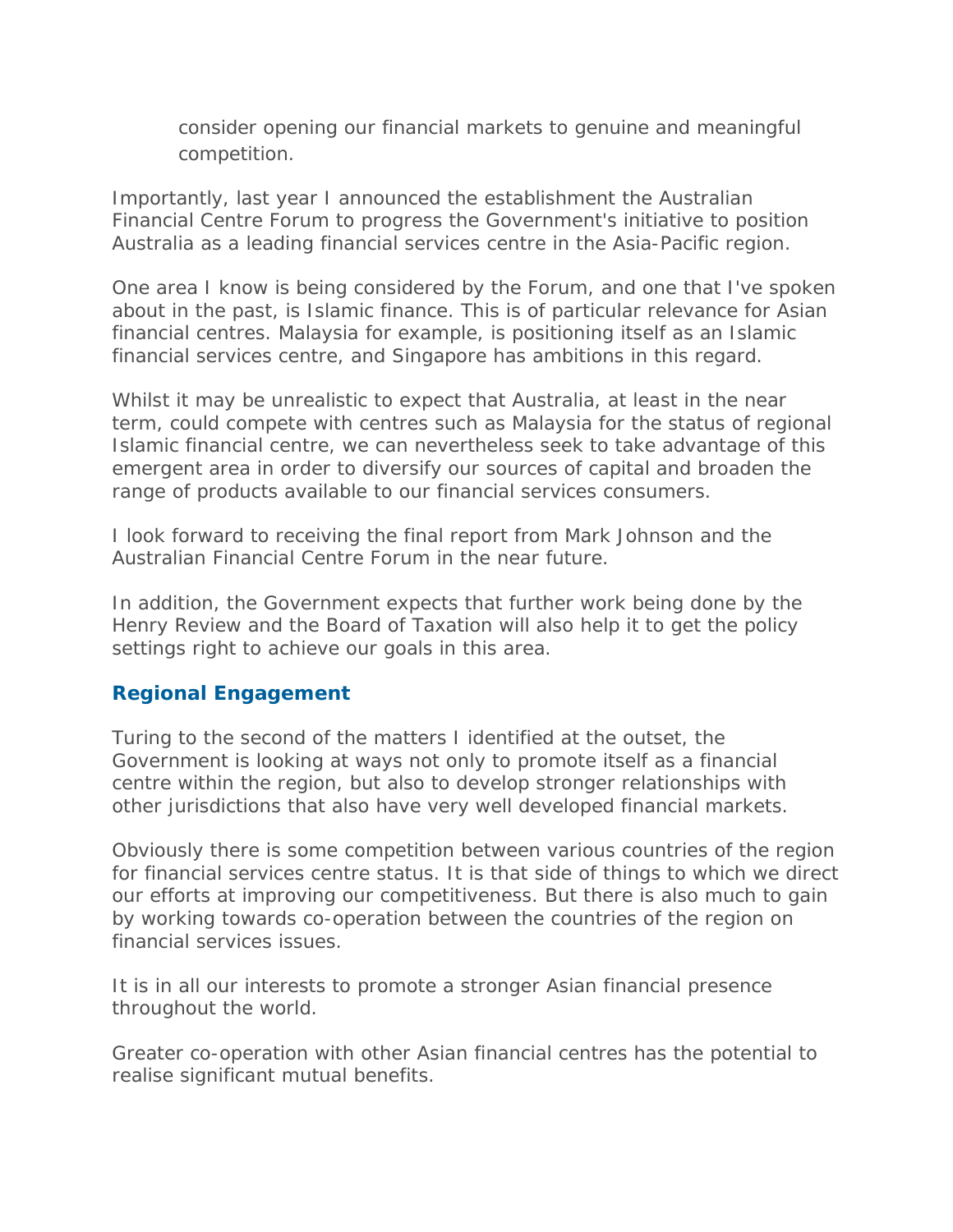consider opening our financial markets to genuine and meaningful competition.

Importantly, last year I announced the establishment the Australian Financial Centre Forum to progress the Government's initiative to position Australia as a leading financial services centre in the Asia-Pacific region.

One area I know is being considered by the Forum, and one that I've spoken about in the past, is Islamic finance. This is of particular relevance for Asian financial centres. Malaysia for example, is positioning itself as an Islamic financial services centre, and Singapore has ambitions in this regard.

Whilst it may be unrealistic to expect that Australia, at least in the near term, could compete with centres such as Malaysia for the status of regional Islamic financial centre, we can nevertheless seek to take advantage of this emergent area in order to diversify our sources of capital and broaden the range of products available to our financial services consumers.

I look forward to receiving the final report from Mark Johnson and the Australian Financial Centre Forum in the near future.

In addition, the Government expects that further work being done by the Henry Review and the Board of Taxation will also help it to get the policy settings right to achieve our goals in this area.

## Regional Engagement

Turing to the second of the matters I identified at the outset, the Government is looking at ways not only to promote itself as a financial centre within the region, but also to develop stronger relationships with other jurisdictions that also have very well developed financial markets.

Obviously there is some competition between various countries of the region for financial services centre status. It is that side of things to which we direct our efforts at improving our competitiveness. But there is also much to gain by working towards co-operation between the countries of the region on financial services issues.

It is in all our interests to promote a stronger Asian financial presence throughout the world.

Greater co-operation with other Asian financial centres has the potential to realise significant mutual benefits.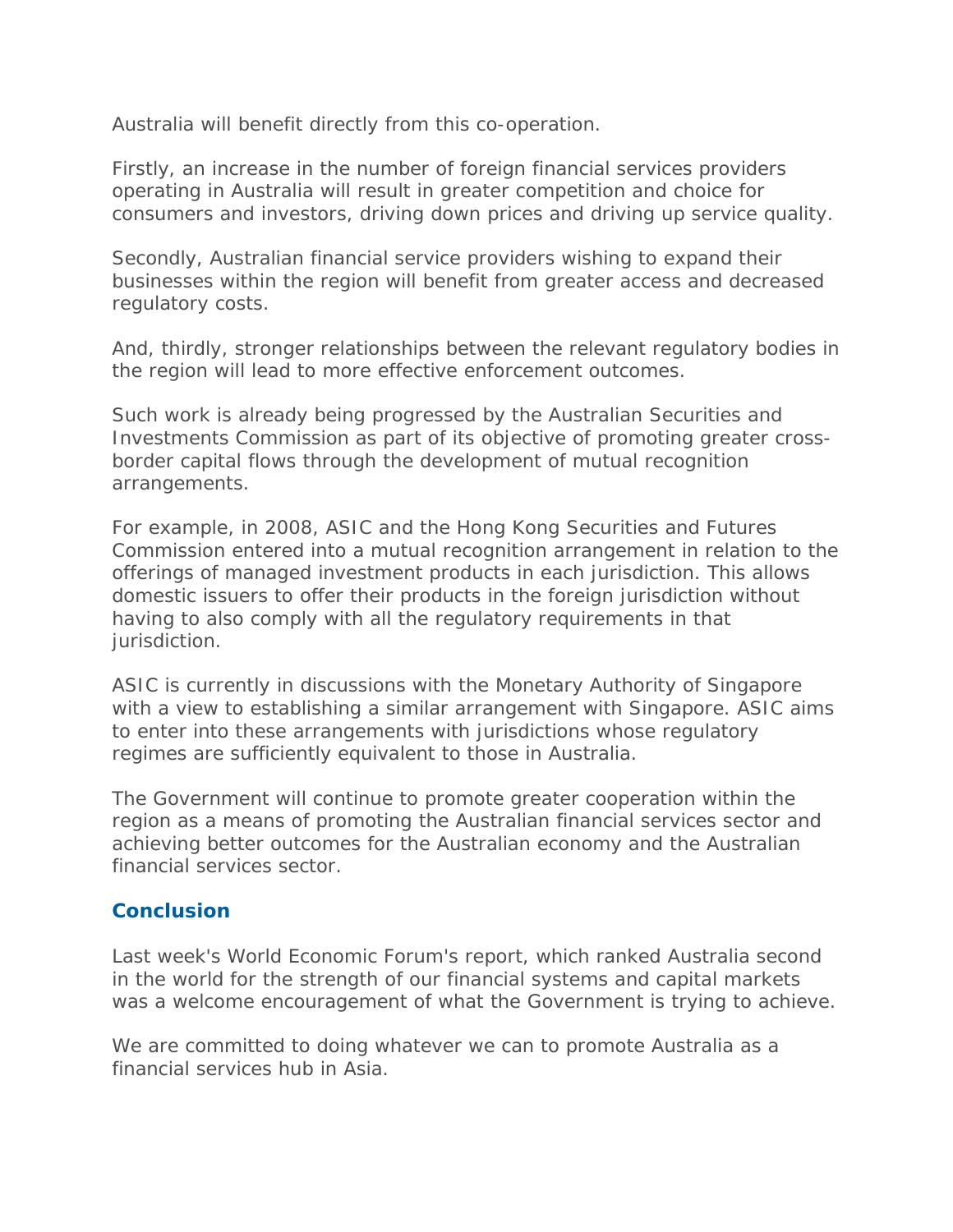Australia will benefit directly from this co-operation.

Firstly, an increase in the number of foreign financial services providers operating in Australia will result in greater competition and choice for consumers and investors, driving down prices and driving up service quality.

Secondly, Australian financial service providers wishing to expand their businesses within the region will benefit from greater access and decreased regulatory costs.

And, thirdly, stronger relationships between the relevant regulatory bodies in the region will lead to more effective enforcement outcomes.

Such work is already being progressed by the Australian Securities and Investments Commission as part of its objective of promoting greater cross-border capital flows through the development of mutual recognition arrangements.

For example, in 2008, ASIC and the Hong Kong Securities and Futures Commission entered into a mutual recognition arrangement in relation to the offerings of managed investment products in each jurisdiction. This allows domestic issuers to offer their products in the foreign jurisdiction without having to also comply with all the regulatory requirements in that jurisdiction.

ASIC is currently in discussions with the Monetary Authority of Singapore with a view to establishing a similar arrangement with Singapore. ASIC aims to enter into these arrangements with jurisdictions whose regulatory regimes are sufficiently equivalent to those in Australia.

The Government will continue to promote greater cooperation within the region as a means of promoting the Australian financial services sector and achieving better outcomes for the Australian economy and the Australian financial services sector.

## Conclusion

Last week's World Economic Forum's report, which ranked Australia second in the world for the strength of our financial systems and capital markets was a welcome encouragement of what the Government is trying to achieve.

We are committed to doing whatever we can to promote Australia as a financial services hub in Asia.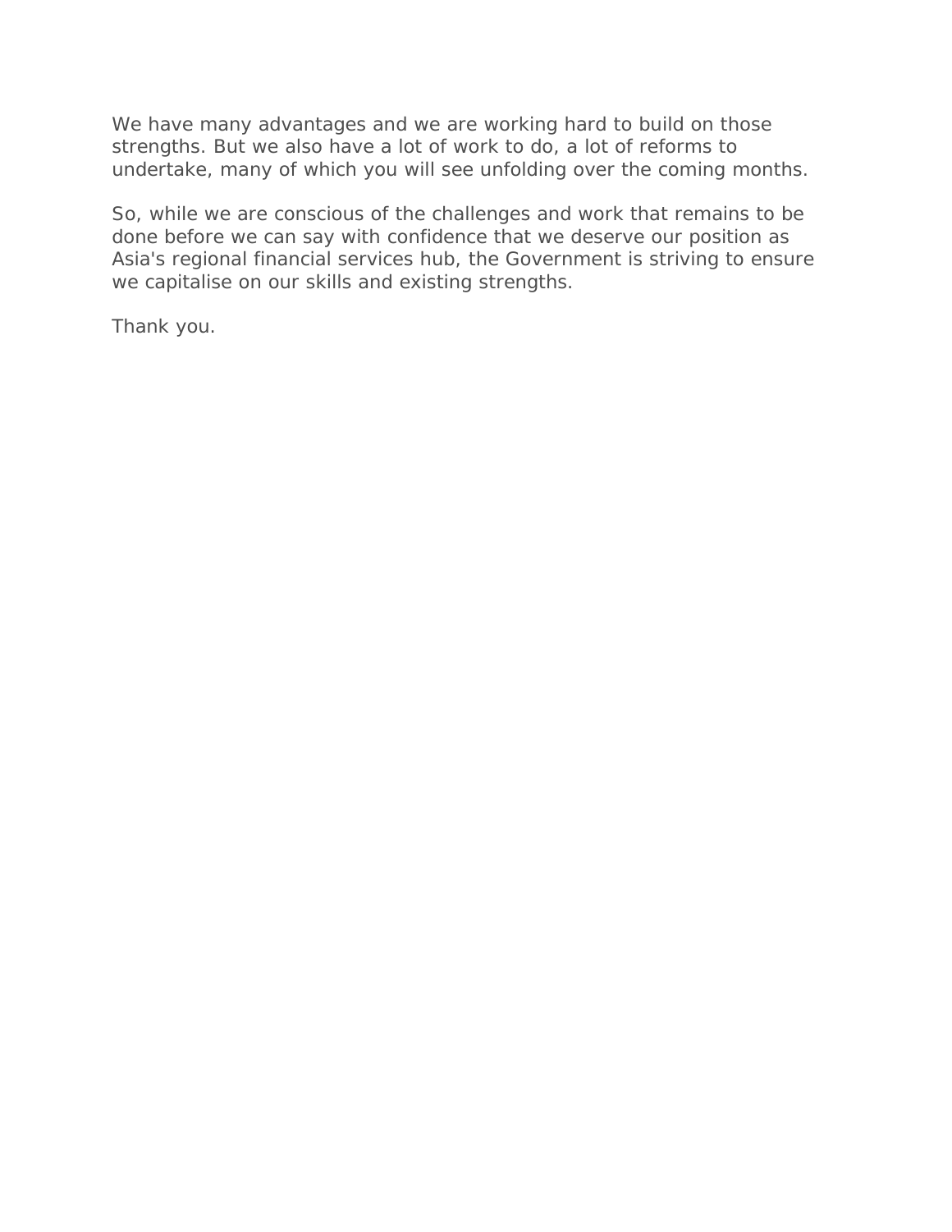We have many advantages and we are working hard to build on those strengths. But we also have a lot of work to do, a lot of reforms to undertake, many of which you will see unfolding over the coming months.

So, while we are conscious of the challenges and work that remains to be done before we can say with confidence that we deserve our position as Asia's regional financial services hub, the Government is striving to ensure we capitalise on our skills and existing strengths.

Thank you.